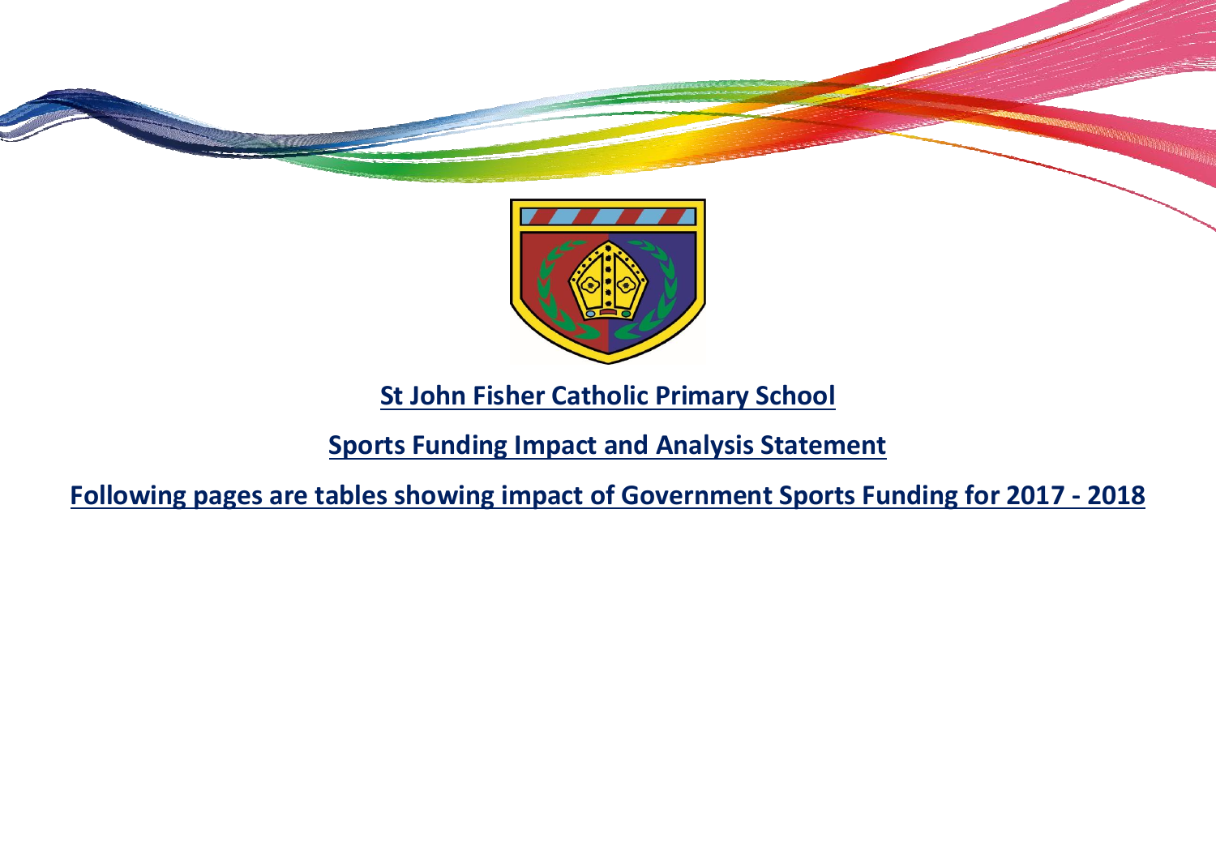# St John Fisher Catholic Primary School

## Sports Funding Impact and Analysis Statement

## Following pages are tables showing impact of Government Sports Funding for 2017 - 2018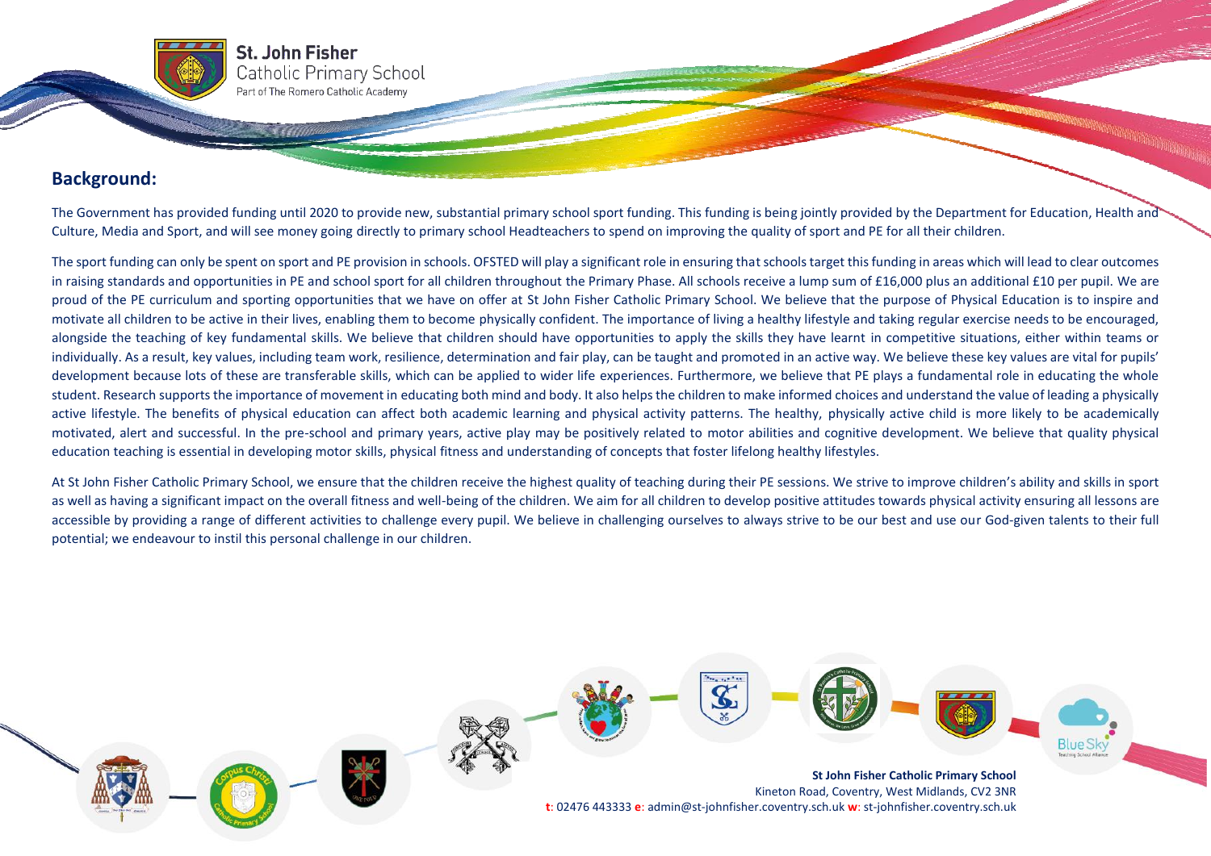## Background:

The Government has provided funding until 2020 to provide new, substantial primary school sport funding. This funding is being jointly provided by the Department for Education, Health and Culture, Media and Sport, and will see money going directly to primary school Headteachers to spend on improving the quality of sport and PE for all their children.

The sport funding can only be spent on sport and PE provision in schools. OFSTED will play a significant role in ensuring that schools target this funding in areas which will lead to clear outcomes in raising standards and opportunities in PE and school sport for all children throughout the Primary Phase. All schools receive a lump sum of £16,000 plus an additional £10 per pupil. We are proud of the PE curriculum and sporting opportunities that we have on offer at St John Fisher Catholic Primary School. We believe that the purpose of Physical Education is to inspire and motivate all children to be active in their lives, enabling them to become physically confident. The importance of living a healthy lifestyle and taking regular exercise needs to be encouraged, alongside the teaching of key fundamental skills. We believe that children should have opportunities to apply the skills they have learnt in competitive situations, either within teams or individually. As a result, key values, including team work, resilience, determination and fair play, can be taught and promoted in an active way. We believe these key values are vital for pupils' development because lots of these are transferable skills, which can be applied to wider life experiences. Furthermore, we believe that PE plays a fundamental role in educating the whole student. Research supports the importance of movement in educating both mind and body. It also helps the children to make informed choices and understand the value of leading a physically active lifestyle. The benefits of physical education can affect both academic learning and physical activity patterns. The healthy, physically active child is more likely to be academically motivated, alert and successful. In the pre-school and primary years, active play may be positively related to motor abilities and cognitive development. We believe that quality physical education teaching is essential in developing motor skills, physical fitness and understanding of concepts that foster lifelong healthy lifestyles.

At St John Fisher Catholic Primary School, we ensure that the children receive the highest quality of teaching during their PE sessions. We strive to improve children's ability and skills in sport as well as having a significant impact on the overall fitness and well-being of the children. We aim for all children to develop positive attitudes towards physical activity ensuring all lessons are accessible by providing a range of different activities to challenge every pupil. We believe in challenging ourselves to always strive to be our best and use our God-given talents to their full potential; we endeavour to instil this personal challenge in our children.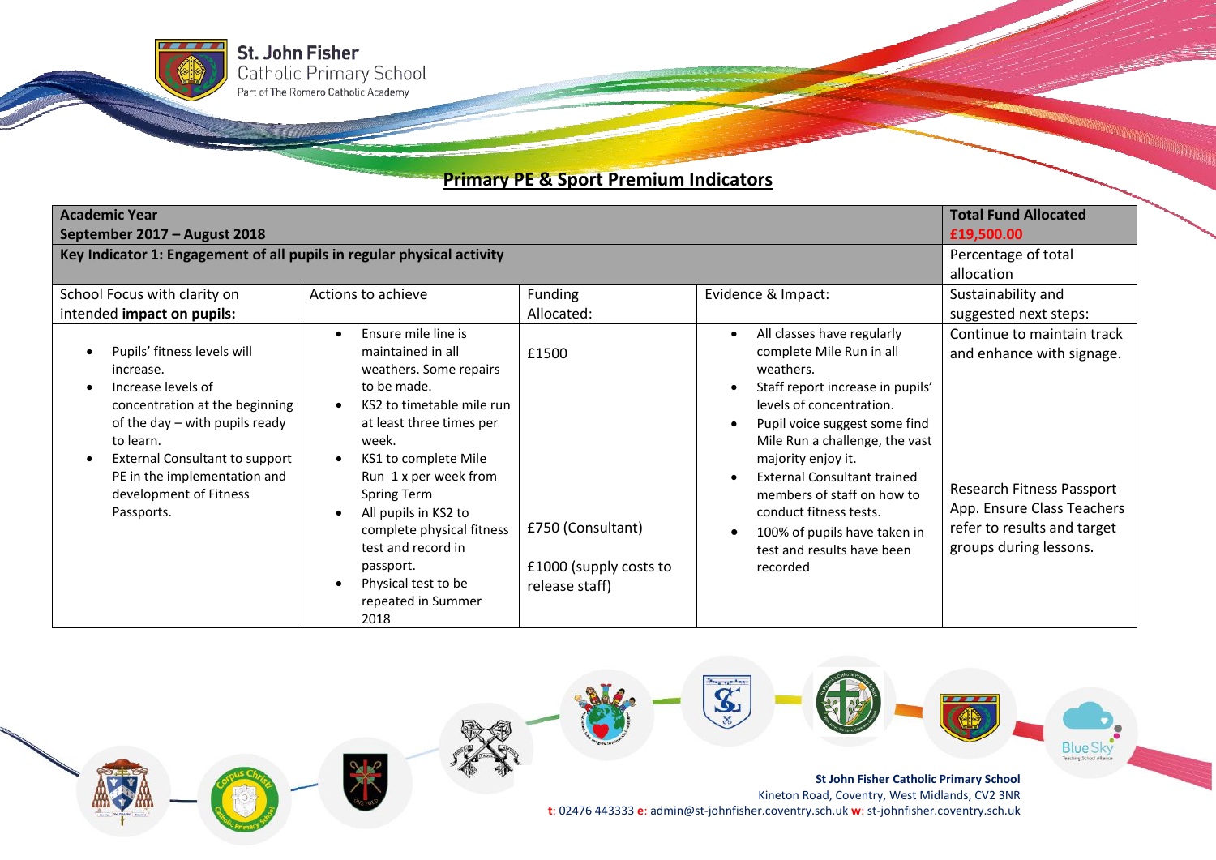## Primary PE & Sport Premium Indicators

| Academic Year<br>September 2017 – August 2018 | | | | Total Fund Allocated<br>£19,500.00 |
|---|---|---|---|---|
| **Key Indicator 1: Engagement of all pupils in regular physical activity** | | | | Percentage of total allocation |
| School Focus with clarity on intended **impact on pupils:** | Actions to achieve | Funding Allocated: | Evidence & Impact: | Sustainability and suggested next steps: |
| • Pupils' fitness levels will increase.<br>• Increase levels of concentration at the beginning of the day – with pupils ready to learn.<br>• External Consultant to support PE in the implementation and development of Fitness Passports. | • Ensure mile line is maintained in all weathers. Some repairs to be made.<br>• KS2 to timetable mile run at least three times per week.<br>• KS1 to complete Mile Run 1 x per week from Spring Term<br>• All pupils in KS2 to complete physical fitness test and record in passport.<br>• Physical test to be repeated in Summer 2018 | £1500<br><br>£750 (Consultant)<br><br>£1000 (supply costs to release staff) | • All classes have regularly complete Mile Run in all weathers.<br>• Staff report increase in pupils' levels of concentration.<br>• Pupil voice suggest some find Mile Run a challenge, the vast majority enjoy it.<br>• External Consultant trained members of staff on how to conduct fitness tests.<br>• 100% of pupils have taken in test and results have been recorded | Continue to maintain track and enhance with signage.<br><br>Research Fitness Passport App. Ensure Class Teachers refer to results and target groups during lessons. |

**St John Fisher Catholic Primary School**
Kineton Road, Coventry, West Midlands, CV2 3NR
t: 02476 443333 e: admin@st-johnfisher.coventry.sch.uk w: st-johnfisher.coventry.sch.uk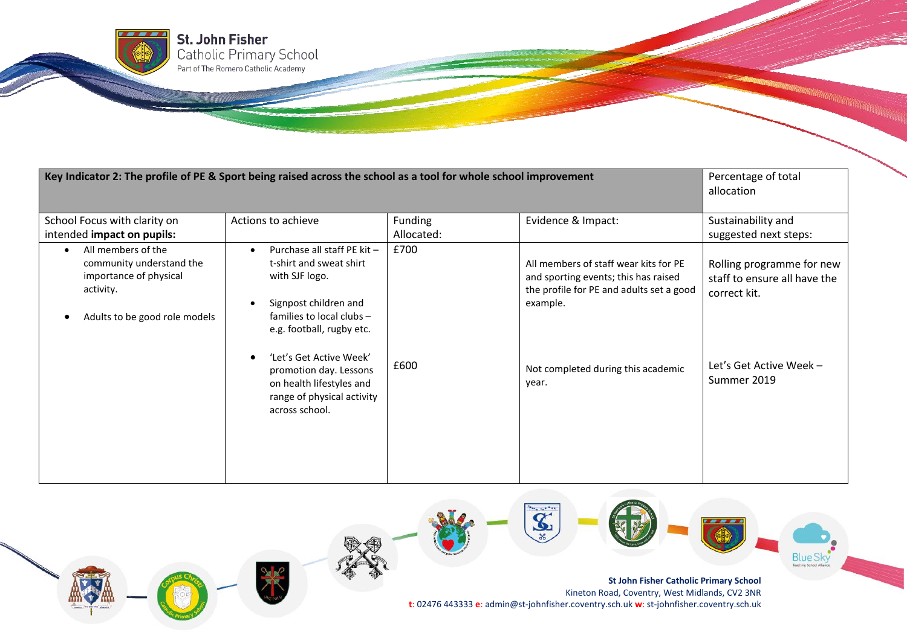| Key Indicator 2: The profile of PE & Sport being raised across the school as a tool for whole school improvement | | | | Percentage of total allocation |
|---|---|---|---|---|
| School Focus with clarity on intended **impact on pupils:** | Actions to achieve | Funding Allocated: | Evidence & Impact: | Sustainability and suggested next steps: |
| • All members of the community understand the importance of physical activity.<br><br>• Adults to be good role models | • Purchase all staff PE kit – t-shirt and sweat shirt with SJF logo.<br><br>• Signpost children and families to local clubs – e.g. football, rugby etc. | £700 | All members of staff wear kits for PE and sporting events; this has raised the profile for PE and adults set a good example. | Rolling programme for new staff to ensure all have the correct kit. |
| | • 'Let's Get Active Week' promotion day. Lessons on health lifestyles and range of physical activity across school. | £600 | Not completed during this academic year. | Let's Get Active Week – Summer 2019 |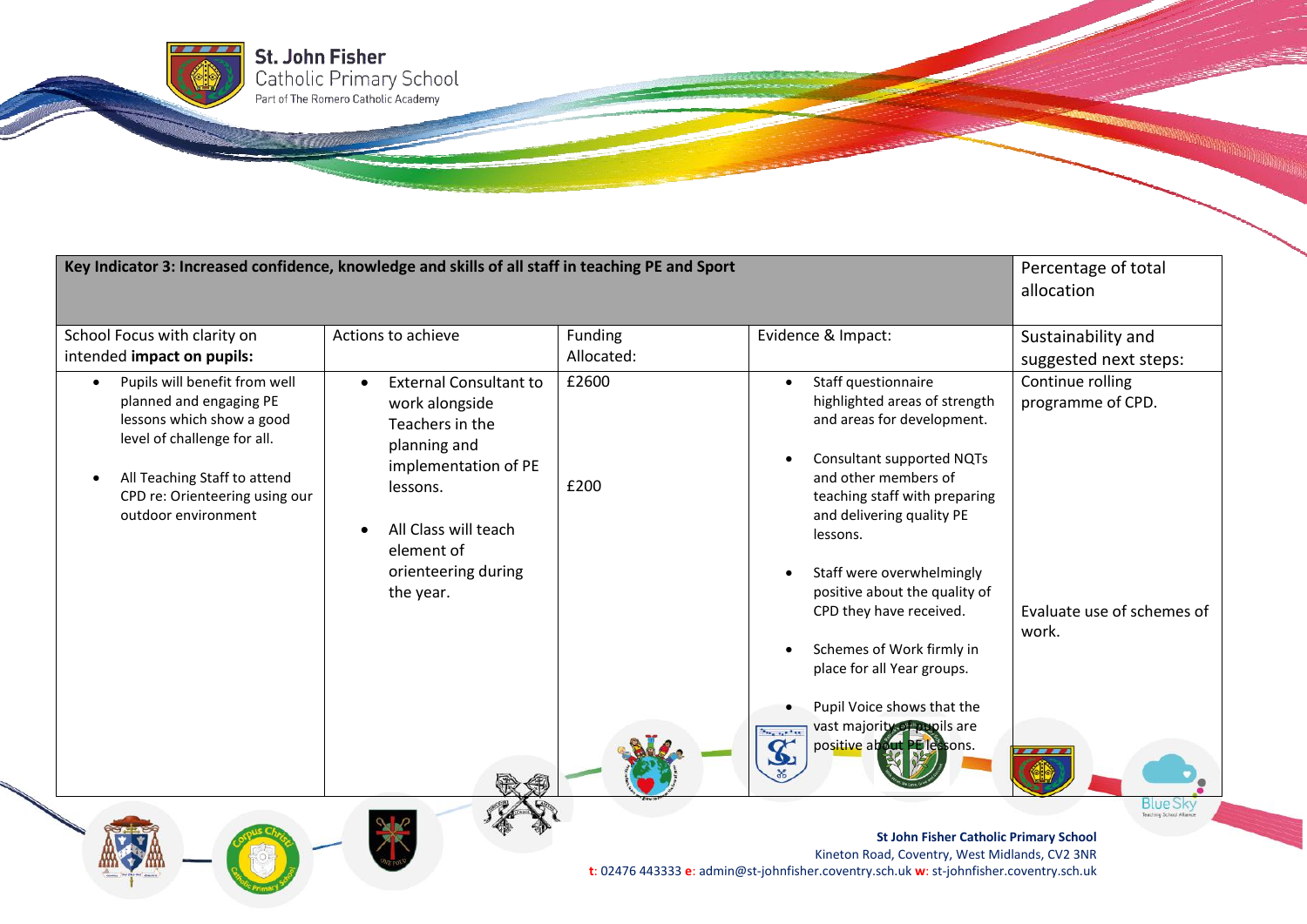| Key Indicator 3: Increased confidence, knowledge and skills of all staff in teaching PE and Sport | | | | Percentage of total allocation |
|---|---|---|---|---|
| School Focus with clarity on intended **impact on pupils:** | Actions to achieve | Funding Allocated: | Evidence & Impact: | Sustainability and suggested next steps: |
| • Pupils will benefit from well planned and engaging PE lessons which show a good level of challenge for all.<br><br>• All Teaching Staff to attend CPD re: Orienteering using our outdoor environment | • External Consultant to work alongside Teachers in the planning and implementation of PE lessons.<br><br>• All Class will teach element of orienteering during the year. | £2600<br><br>£200 | • Staff questionnaire highlighted areas of strength and areas for development.<br><br>• Consultant supported NQTs and other members of teaching staff with preparing and delivering quality PE lessons.<br><br>• Staff were overwhelmingly positive about the quality of CPD they have received.<br><br>• Schemes of Work firmly in place for all Year groups.<br><br>• Pupil Voice shows that the vast majority of pupils are positive about PE lessons. | Continue rolling programme of CPD.<br><br>Evaluate use of schemes of work. |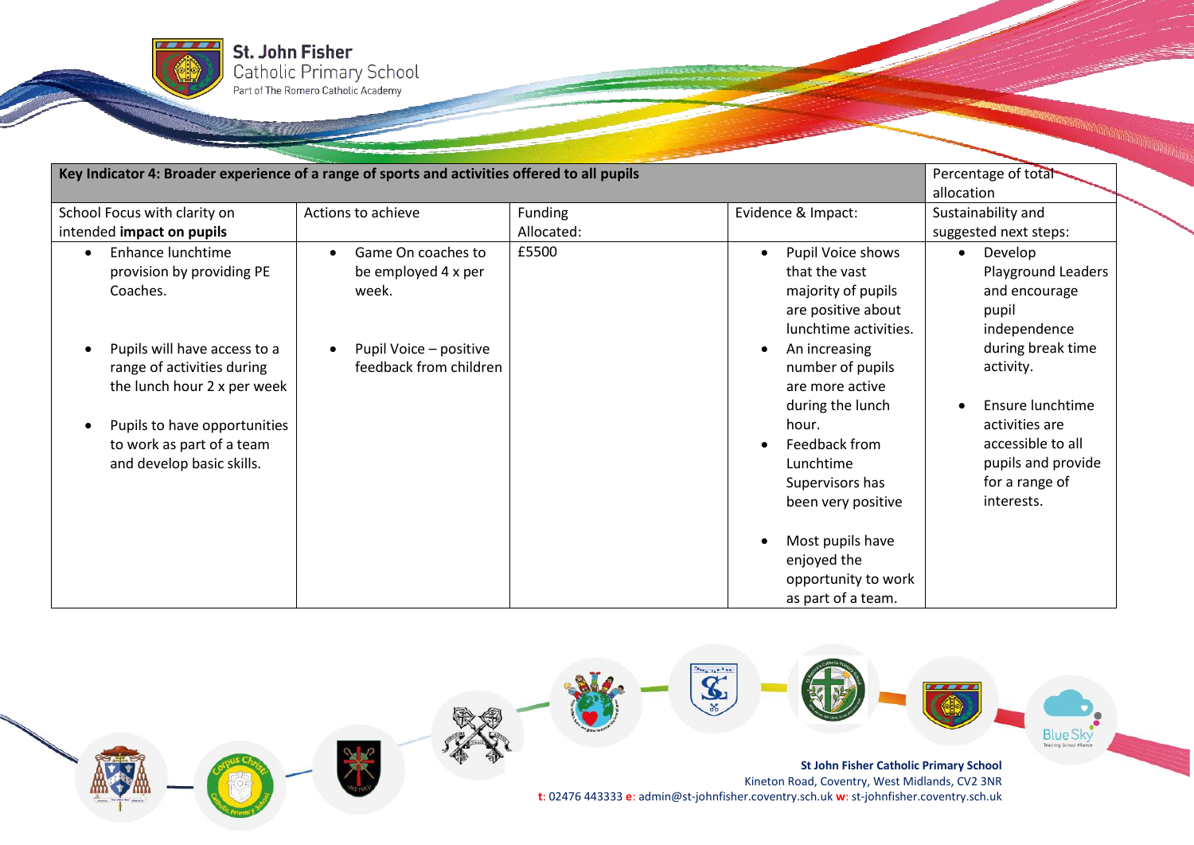| Key Indicator 4: Broader experience of a range of sports and activities offered to all pupils | | | | Percentage of total allocation |
|---|---|---|---|---|
| School Focus with clarity on intended **impact on pupils** | Actions to achieve | Funding Allocated: | Evidence & Impact: | Sustainability and suggested next steps: |
| • Enhance lunchtime provision by providing PE Coaches.<br><br>• Pupils will have access to a range of activities during the lunch hour 2 x per week<br><br>• Pupils to have opportunities to work as part of a team and develop basic skills. | • Game On coaches to be employed 4 x per week.<br><br>• Pupil Voice – positive feedback from children | £5500 | • Pupil Voice shows that the vast majority of pupils are positive about lunchtime activities.<br>• An increasing number of pupils are more active during the lunch hour.<br>• Feedback from Lunchtime Supervisors has been very positive<br><br>• Most pupils have enjoyed the opportunity to work as part of a team. | • Develop Playground Leaders and encourage pupil independence during break time activity.<br><br>• Ensure lunchtime activities are accessible to all pupils and provide for a range of interests. |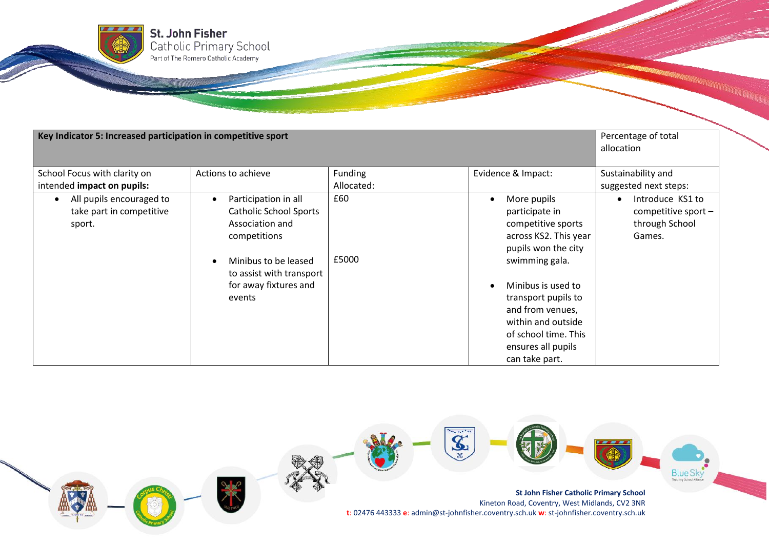| Key Indicator 5: Increased participation in competitive sport | | | | Percentage of total allocation |
|---|---|---|---|---|
| School Focus with clarity on intended **impact on pupils:** | Actions to achieve | Funding Allocated: | Evidence & Impact: | Sustainability and suggested next steps: |
| • All pupils encouraged to take part in competitive sport. | • Participation in all Catholic School Sports Association and competitions<br><br>• Minibus to be leased to assist with transport for away fixtures and events | £60<br><br>£5000 | • More pupils participate in competitive sports across KS2. This year pupils won the city swimming gala.<br><br>• Minibus is used to transport pupils to and from venues, within and outside of school time. This ensures all pupils can take part. | • Introduce KS1 to competitive sport – through School Games. |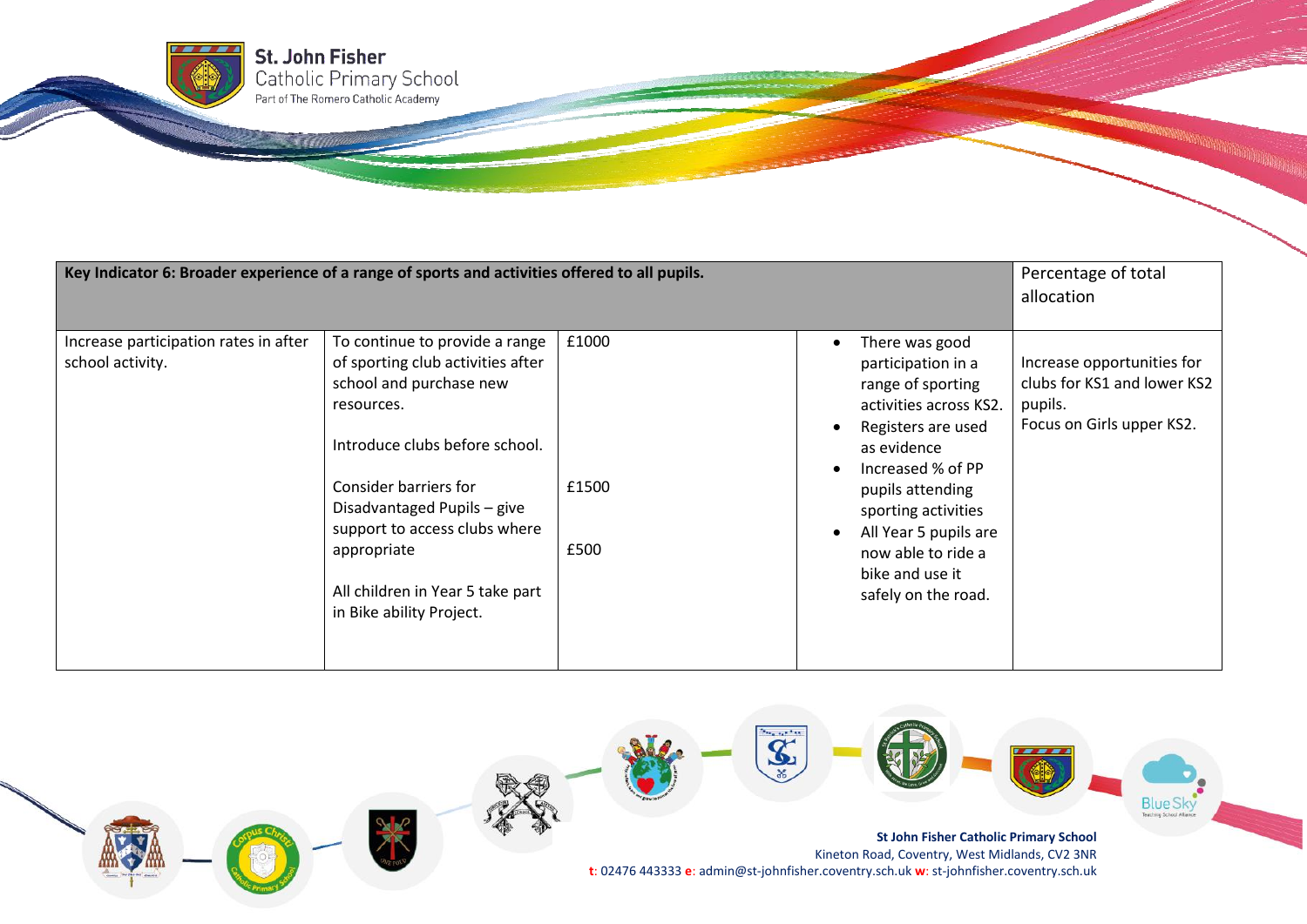| Key Indicator 6: Broader experience of a range of sports and activities offered to all pupils. | | | | Percentage of total allocation |
|---|---|---|---|---|
| Increase participation rates in after school activity. | To continue to provide a range of sporting club activities after school and purchase new resources.<br><br>Introduce clubs before school.<br><br>Consider barriers for Disadvantaged Pupils – give support to access clubs where appropriate<br><br>All children in Year 5 take part in Bike ability Project. | £1000<br><br><br><br>£1500<br><br>£500 | • There was good participation in a range of sporting activities across KS2.<br>• Registers are used as evidence<br>• Increased % of PP pupils attending sporting activities<br>• All Year 5 pupils are now able to ride a bike and use it safely on the road. | Increase opportunities for clubs for KS1 and lower KS2 pupils.<br>Focus on Girls upper KS2. |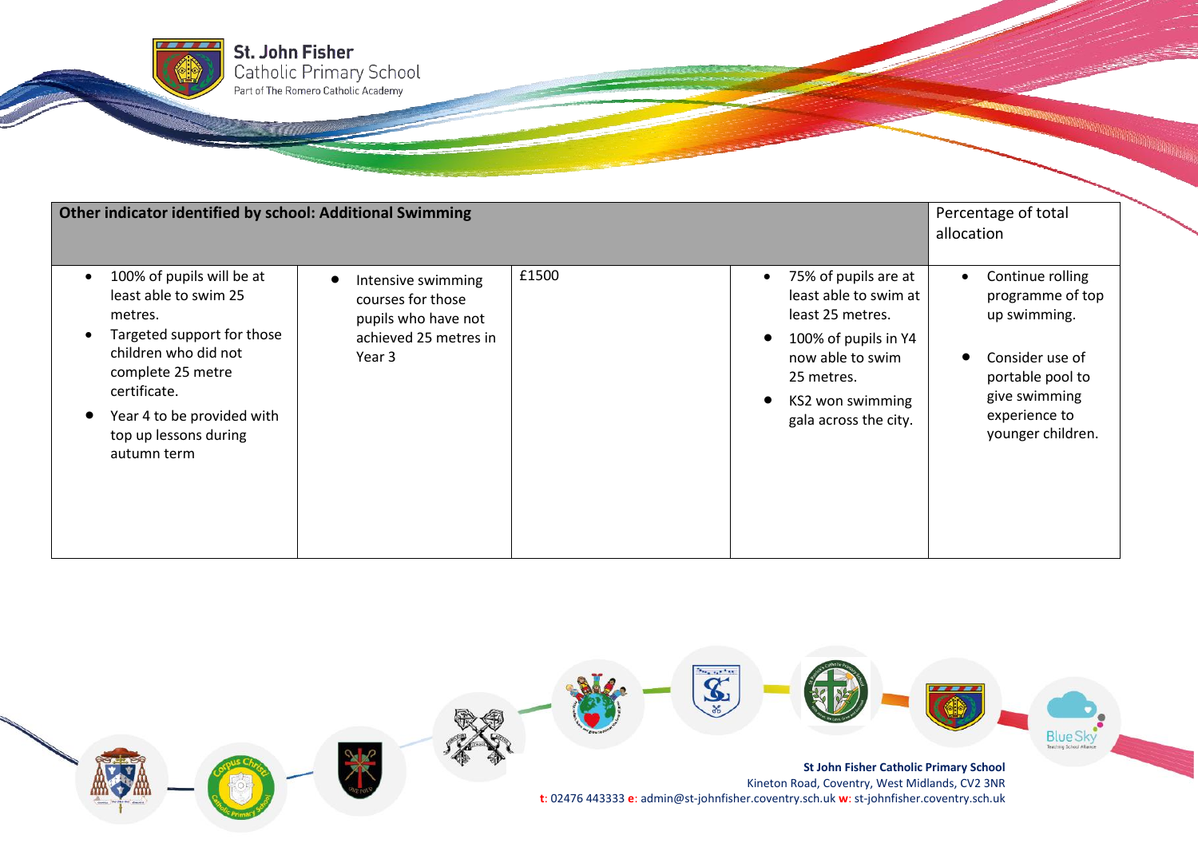| Other indicator identified by school: Additional Swimming | | | | Percentage of total allocation |
|---|---|---|---|---|
| • 100% of pupils will be at least able to swim 25 metres.<br>• Targeted support for those children who did not complete 25 metre certificate.<br>• Year 4 to be provided with top up lessons during autumn term | • Intensive swimming courses for those pupils who have not achieved 25 metres in Year 3 | £1500 | • 75% of pupils are at least able to swim at least 25 metres.<br>• 100% of pupils in Y4 now able to swim 25 metres.<br>• KS2 won swimming gala across the city. | • Continue rolling programme of top up swimming.<br>• Consider use of portable pool to give swimming experience to younger children. |